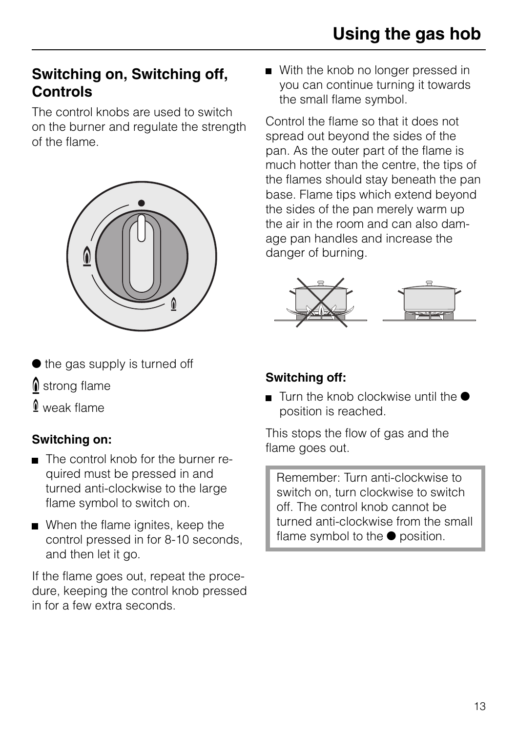## Switching on, Switching off, Controls

The control knobs are used to switch on the burner and regulate the strength of the flame.

● the gas supply is turned off

strong flame

weak flame

**Switching on:**

- The control knob for the burner required must be pressed in and turned anti-clockwise to the large flame symbol to switch on.
- When the flame ignites, keep the control pressed in for 8-10 seconds, and then let it go.

If the flame goes out, repeat the procedure, keeping the control knob pressed in for a few extra seconds.

- With the knob no longer pressed in you can continue turning it towards the small flame symbol.

Control the flame so that it does not spread out beyond the sides of the pan. As the outer part of the flame is much hotter than the centre, the tips of the flames should stay beneath the pan base. Flame tips which extend beyond the sides of the pan merely warm up the air in the room and can also damage pan handles and increase the danger of burning.

**Switching off:**

- Turn the knob clockwise until the ● position is reached.

This stops the flow of gas and the flame goes out.

> Remember: Turn anti-clockwise to switch on, turn clockwise to switch off. The control knob cannot be turned anti-clockwise from the small flame symbol to the ● position.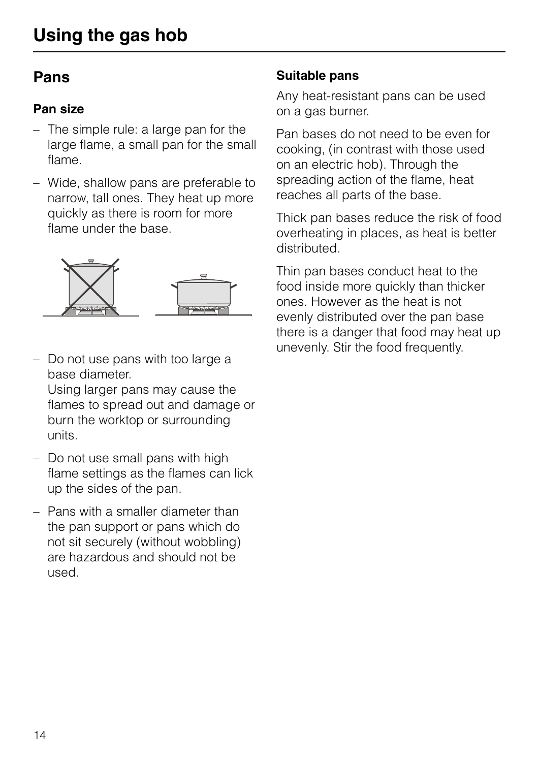# Using the gas hob

## Pans

### Pan size

- The simple rule: a large pan for the large flame, a small pan for the small flame.
- Wide, shallow pans are preferable to narrow, tall ones. They heat up more quickly as there is room for more flame under the base.

- Do not use pans with too large a base diameter.
  Using larger pans may cause the flames to spread out and damage or burn the worktop or surrounding units.
- Do not use small pans with high flame settings as the flames can lick up the sides of the pan.
- Pans with a smaller diameter than the pan support or pans which do not sit securely (without wobbling) are hazardous and should not be used.

### Suitable pans

Any heat-resistant pans can be used on a gas burner.

Pan bases do not need to be even for cooking, (in contrast with those used on an electric hob). Through the spreading action of the flame, heat reaches all parts of the base.

Thick pan bases reduce the risk of food overheating in places, as heat is better distributed.

Thin pan bases conduct heat to the food inside more quickly than thicker ones. However as the heat is not evenly distributed over the pan base there is a danger that food may heat up unevenly. Stir the food frequently.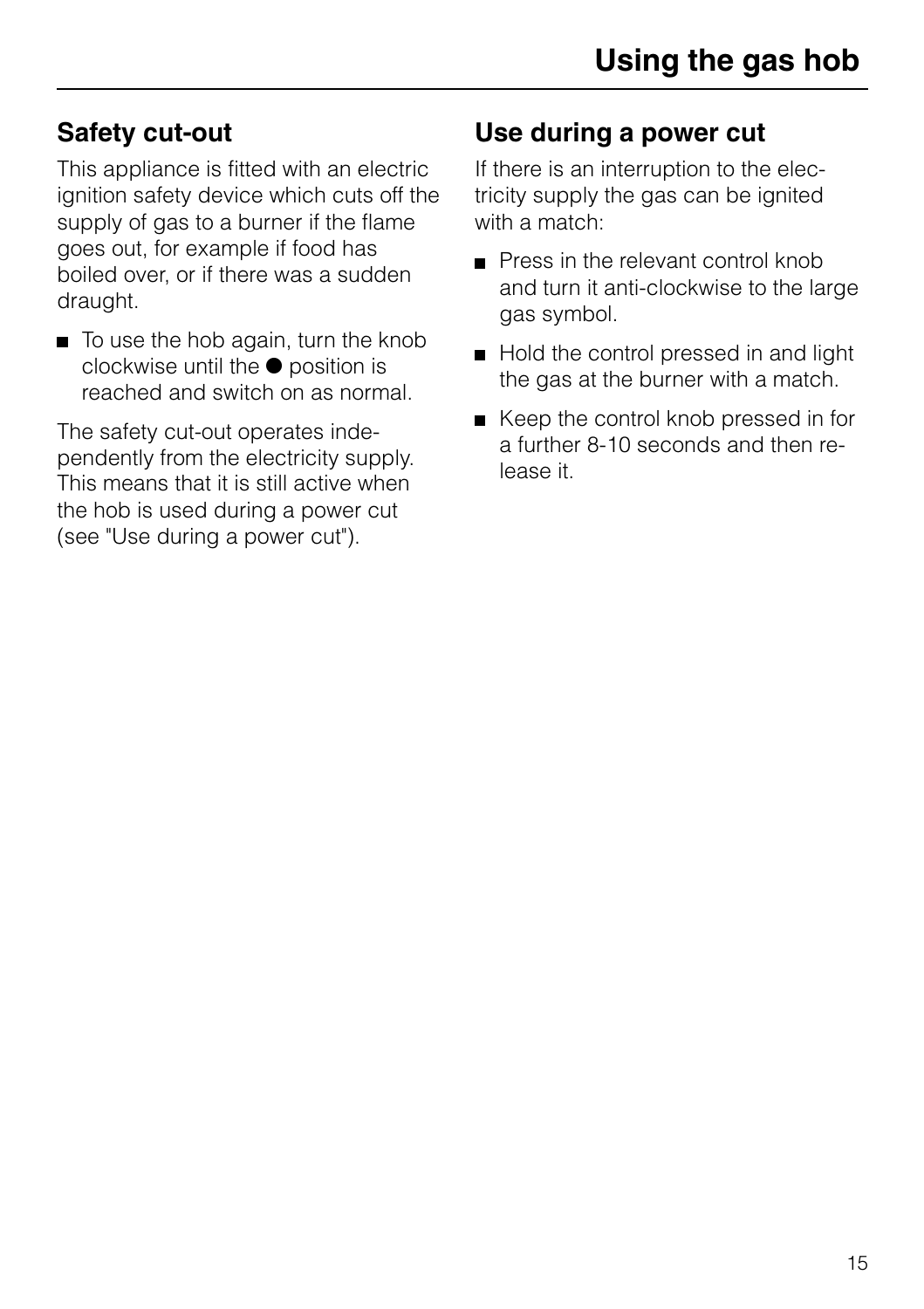# Using the gas hob

## Safety cut-out

This appliance is fitted with an electric ignition safety device which cuts off the supply of gas to a burner if the flame goes out, for example if food has boiled over, or if there was a sudden draught.

- To use the hob again, turn the knob clockwise until the ● position is reached and switch on as normal.

The safety cut-out operates independently from the electricity supply. This means that it is still active when the hob is used during a power cut (see "Use during a power cut").

## Use during a power cut

If there is an interruption to the electricity supply the gas can be ignited with a match:

- Press in the relevant control knob and turn it anti-clockwise to the large gas symbol.
- Hold the control pressed in and light the gas at the burner with a match.
- Keep the control knob pressed in for a further 8-10 seconds and then release it.